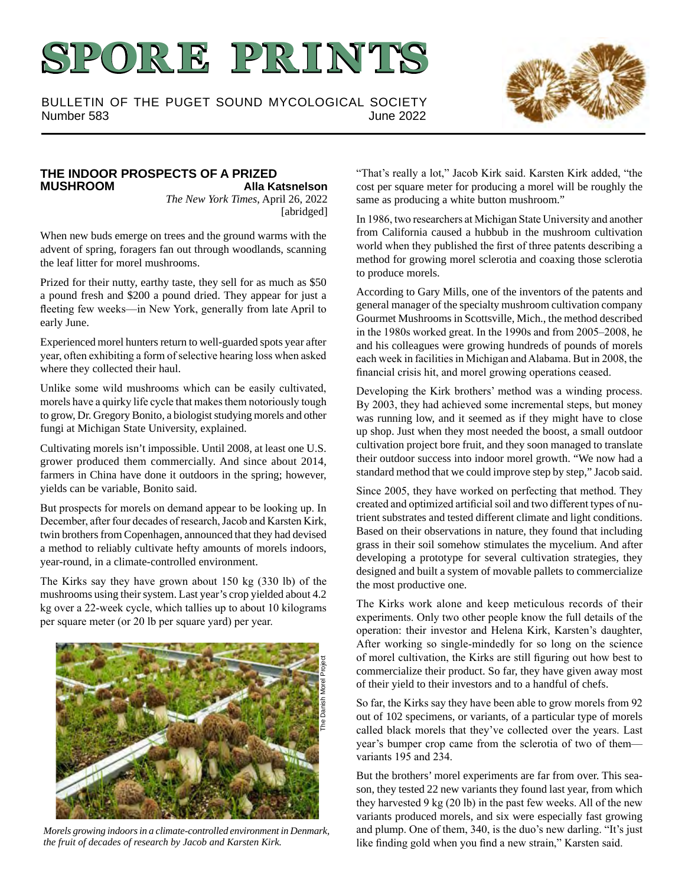# SPORE PRINTS

BULLETIN OF THE PUGET SOUND MYCOLOGICAL SOCIETY
Number 583 — June 2022

## THE INDOOR PROSPECTS OF A PRIZED MUSHROOM

**Alla Katsnelson**
*The New York Times*, April 26, 2022
[abridged]

When new buds emerge on trees and the ground warms with the advent of spring, foragers fan out through woodlands, scanning the leaf litter for morel mushrooms.

Prized for their nutty, earthy taste, they sell for as much as $50 a pound fresh and $200 a pound dried. They appear for just a fleeting few weeks—in New York, generally from late April to early June.

Experienced morel hunters return to well-guarded spots year after year, often exhibiting a form of selective hearing loss when asked where they collected their haul.

Unlike some wild mushrooms which can be easily cultivated, morels have a quirky life cycle that makes them notoriously tough to grow, Dr. Gregory Bonito, a biologist studying morels and other fungi at Michigan State University, explained.

Cultivating morels isn't impossible. Until 2008, at least one U.S. grower produced them commercially. And since about 2014, farmers in China have done it outdoors in the spring; however, yields can be variable, Bonito said.

But prospects for morels on demand appear to be looking up. In December, after four decades of research, Jacob and Karsten Kirk, twin brothers from Copenhagen, announced that they had devised a method to reliably cultivate hefty amounts of morels indoors, year-round, in a climate-controlled environment.

The Kirks say they have grown about 150 kg (330 lb) of the mushrooms using their system. Last year's crop yielded about 4.2 kg over a 22-week cycle, which tallies up to about 10 kilograms per square meter (or 20 lb per square yard) per year.

The Danish Morel Project

*Morels growing indoors in a climate-controlled environment in Denmark, the fruit of decades of research by Jacob and Karsten Kirk.*

"That's really a lot," Jacob Kirk said. Karsten Kirk added, "the cost per square meter for producing a morel will be roughly the same as producing a white button mushroom."

In 1986, two researchers at Michigan State University and another from California caused a hubbub in the mushroom cultivation world when they published the first of three patents describing a method for growing morel sclerotia and coaxing those sclerotia to produce morels.

According to Gary Mills, one of the inventors of the patents and general manager of the specialty mushroom cultivation company Gourmet Mushrooms in Scottsville, Mich., the method described in the 1980s worked great. In the 1990s and from 2005–2008, he and his colleagues were growing hundreds of pounds of morels each week in facilities in Michigan and Alabama. But in 2008, the financial crisis hit, and morel growing operations ceased.

Developing the Kirk brothers' method was a winding process. By 2003, they had achieved some incremental steps, but money was running low, and it seemed as if they might have to close up shop. Just when they most needed the boost, a small outdoor cultivation project bore fruit, and they soon managed to translate their outdoor success into indoor morel growth. "We now had a standard method that we could improve step by step," Jacob said.

Since 2005, they have worked on perfecting that method. They created and optimized artificial soil and two different types of nutrient substrates and tested different climate and light conditions. Based on their observations in nature, they found that including grass in their soil somehow stimulates the mycelium. And after developing a prototype for several cultivation strategies, they designed and built a system of movable pallets to commercialize the most productive one.

The Kirks work alone and keep meticulous records of their experiments. Only two other people know the full details of the operation: their investor and Helena Kirk, Karsten's daughter, After working so single-mindedly for so long on the science of morel cultivation, the Kirks are still figuring out how best to commercialize their product. So far, they have given away most of their yield to their investors and to a handful of chefs.

So far, the Kirks say they have been able to grow morels from 92 out of 102 specimens, or variants, of a particular type of morels called black morels that they've collected over the years. Last year's bumper crop came from the sclerotia of two of them—variants 195 and 234.

But the brothers' morel experiments are far from over. This season, they tested 22 new variants they found last year, from which they harvested 9 kg (20 lb) in the past few weeks. All of the new variants produced morels, and six were especially fast growing and plump. One of them, 340, is the duo's new darling. "It's just like finding gold when you find a new strain," Karsten said.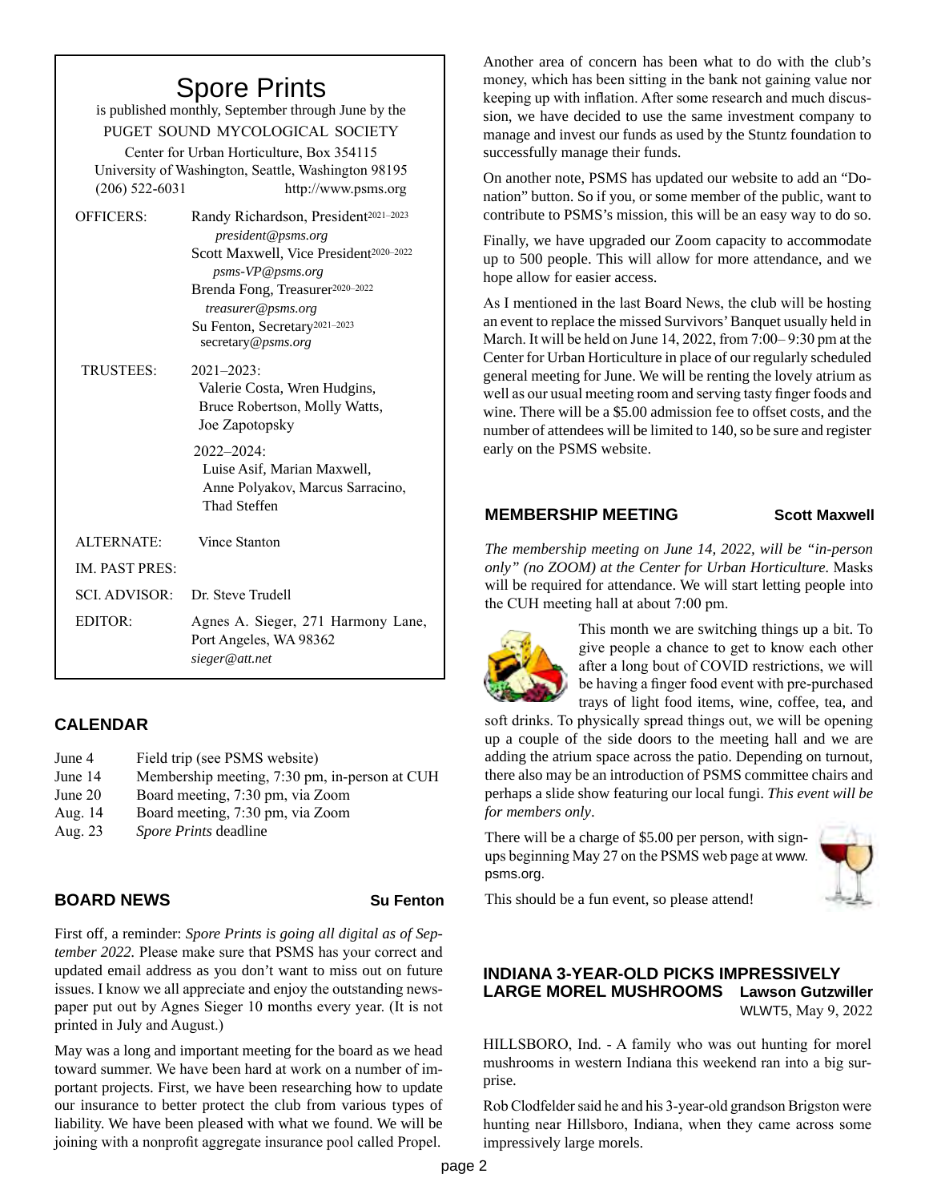# Spore Prints

is published monthly, September through June by the

PUGET SOUND MYCOLOGICAL SOCIETY

Center for Urban Horticulture, Box 354115
University of Washington, Seattle, Washington 98195
(206) 522-6031 http://www.psms.org

| | |
|---|---|
| OFFICERS: | Randy Richardson, President[2021–2023] *president@psms.org* |
| | Scott Maxwell, Vice President[2020–2022] *psms-VP@psms.org* |
| | Brenda Fong, Treasurer[2020–2022] *treasurer@psms.org* |
| | Su Fenton, Secretary[2021–2023] secretary@*psms.org* |
| TRUSTEES: | 2021–2023: Valerie Costa, Wren Hudgins, Bruce Robertson, Molly Watts, Joe Zapotopsky |
| | 2022–2024: Luise Asif, Marian Maxwell, Anne Polyakov, Marcus Sarracino, Thad Steffen |
| ALTERNATE: | Vince Stanton |
| IM. PAST PRES: | |
| SCI. ADVISOR: | Dr. Steve Trudell |
| EDITOR: | Agnes A. Sieger, 271 Harmony Lane, Port Angeles, WA 98362 *sieger@att.net* |

## CALENDAR

| | |
|---|---|
| June 4 | Field trip (see PSMS website) |
| June 14 | Membership meeting, 7:30 pm, in-person at CUH |
| June 20 | Board meeting, 7:30 pm, via Zoom |
| Aug. 14 | Board meeting, 7:30 pm, via Zoom |
| Aug. 23 | *Spore Prints* deadline |

## BOARD NEWS

**Su Fenton**

First off, a reminder: *Spore Prints is going all digital as of September 2022.* Please make sure that PSMS has your correct and updated email address as you don't want to miss out on future issues. I know we all appreciate and enjoy the outstanding newspaper put out by Agnes Sieger 10 months every year. (It is not printed in July and August.)

May was a long and important meeting for the board as we head toward summer. We have been hard at work on a number of important projects. First, we have been researching how to update our insurance to better protect the club from various types of liability. We have been pleased with what we found. We will be joining with a nonprofit aggregate insurance pool called Propel.

Another area of concern has been what to do with the club's money, which has been sitting in the bank not gaining value nor keeping up with inflation. After some research and much discussion, we have decided to use the same investment company to manage and invest our funds as used by the Stuntz foundation to successfully manage their funds.

On another note, PSMS has updated our website to add an "Donation" button. So if you, or some member of the public, want to contribute to PSMS's mission, this will be an easy way to do so.

Finally, we have upgraded our Zoom capacity to accommodate up to 500 people. This will allow for more attendance, and we hope allow for easier access.

As I mentioned in the last Board News, the club will be hosting an event to replace the missed Survivors' Banquet usually held in March. It will be held on June 14, 2022, from 7:00– 9:30 pm at the Center for Urban Horticulture in place of our regularly scheduled general meeting for June. We will be renting the lovely atrium as well as our usual meeting room and serving tasty finger foods and wine. There will be a $5.00 admission fee to offset costs, and the number of attendees will be limited to 140, so be sure and register early on the PSMS website.

## MEMBERSHIP MEETING

**Scott Maxwell**

*The membership meeting on June 14, 2022, will be "in-person only" (no ZOOM) at the Center for Urban Horticulture.* Masks will be required for attendance. We will start letting people into the CUH meeting hall at about 7:00 pm.

This month we are switching things up a bit. To give people a chance to get to know each other after a long bout of COVID restrictions, we will be having a finger food event with pre-purchased trays of light food items, wine, coffee, tea, and soft drinks. To physically spread things out, we will be opening up a couple of the side doors to the meeting hall and we are adding the atrium space across the patio. Depending on turnout, there also may be an introduction of PSMS committee chairs and perhaps a slide show featuring our local fungi. *This event will be for members only*.

There will be a charge of $5.00 per person, with signups beginning May 27 on the PSMS web page at www.psms.org.

This should be a fun event, so please attend!

## INDIANA 3-YEAR-OLD PICKS IMPRESSIVELY LARGE MOREL MUSHROOMS

**Lawson Gutzwiller**
WLWT5, May 9, 2022

HILLSBORO, Ind. - A family who was out hunting for morel mushrooms in western Indiana this weekend ran into a big surprise.

Rob Clodfelder said he and his 3-year-old grandson Brigston were hunting near Hillsboro, Indiana, when they came across some impressively large morels.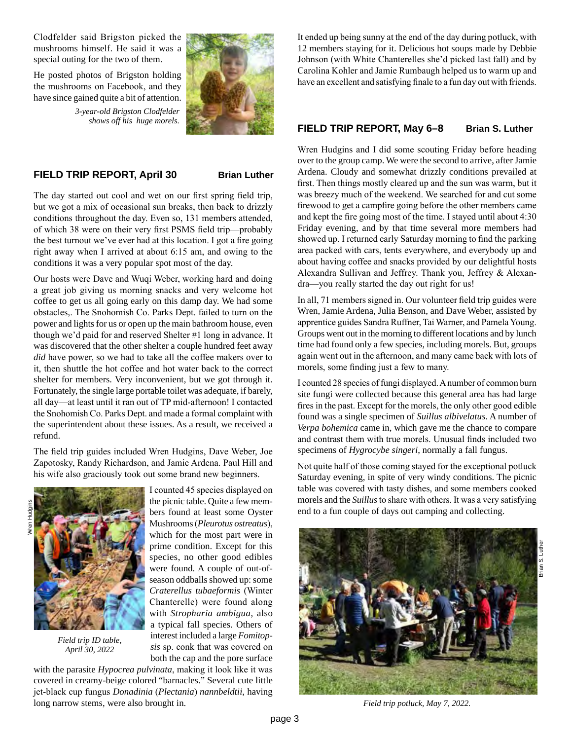Clodfelder said Brigston picked the mushrooms himself. He said it was a special outing for the two of them.

He posted photos of Brigston holding the mushrooms on Facebook, and they have since gained quite a bit of attention.

*3-year-old Brigston Clodfelder shows off his huge morels.*

## FIELD TRIP REPORT, April 30 **Brian Luther**

The day started out cool and wet on our first spring field trip, but we got a mix of occasional sun breaks, then back to drizzly conditions throughout the day. Even so, 131 members attended, of which 38 were on their very first PSMS field trip—probably the best turnout we've ever had at this location. I got a fire going right away when I arrived at about 6:15 am, and owing to the conditions it was a very popular spot most of the day.

Our hosts were Dave and Wuqi Weber, working hard and doing a great job giving us morning snacks and very welcome hot coffee to get us all going early on this damp day. We had some obstacles,. The Snohomish Co. Parks Dept. failed to turn on the power and lights for us or open up the main bathroom house, even though we'd paid for and reserved Shelter #1 long in advance. It was discovered that the other shelter a couple hundred feet away *did* have power, so we had to take all the coffee makers over to it, then shuttle the hot coffee and hot water back to the correct shelter for members. Very inconvenient, but we got through it. Fortunately, the single large portable toilet was adequate, if barely, all day—at least until it ran out of TP mid-afternoon! I contacted the Snohomish Co. Parks Dept. and made a formal complaint with the superintendent about these issues. As a result, we received a refund.

The field trip guides included Wren Hudgins, Dave Weber, Joe Zapotosky, Randy Richardson, and Jamie Ardena. Paul Hill and his wife also graciously took out some brand new beginners.

Wren Hudgins

*Field trip ID table, April 30, 2022*

I counted 45 species displayed on the picnic table. Quite a few members found at least some Oyster Mushrooms (*Pleurotus ostreatus*), which for the most part were in prime condition. Except for this species, no other good edibles were found. A couple of out-of-season oddballs showed up: some *Craterellus tubaeformis* (Winter Chanterelle) were found along with *Stropharia ambigua,* also a typical fall species. Others of interest included a large *Fomitopsis* sp. conk that was covered on both the cap and the pore surface with the parasite *Hypocrea pulvinata*, making it look like it was covered in creamy-beige colored "barnacles." Several cute little jet-black cup fungus *Donadinia* (*Plectania*) *nannbeldtii,* having long narrow stems, were also brought in.

It ended up being sunny at the end of the day during potluck, with 12 members staying for it. Delicious hot soups made by Debbie Johnson (with White Chanterelles she'd picked last fall) and by Carolina Kohler and Jamie Rumbaugh helped us to warm up and have an excellent and satisfying finale to a fun day out with friends.

## FIELD TRIP REPORT, May 6–8 **Brian S. Luther**

Wren Hudgins and I did some scouting Friday before heading over to the group camp. We were the second to arrive, after Jamie Ardena. Cloudy and somewhat drizzly conditions prevailed at first. Then things mostly cleared up and the sun was warm, but it was breezy much of the weekend. We searched for and cut some firewood to get a campfire going before the other members came and kept the fire going most of the time. I stayed until about 4:30 Friday evening, and by that time several more members had showed up. I returned early Saturday morning to find the parking area packed with cars, tents everywhere, and everybody up and about having coffee and snacks provided by our delightful hosts Alexandra Sullivan and Jeffrey. Thank you, Jeffrey & Alexandra—you really started the day out right for us!

In all, 71 members signed in. Our volunteer field trip guides were Wren, Jamie Ardena, Julia Benson, and Dave Weber, assisted by apprentice guides Sandra Ruffner, Tai Warner, and Pamela Young. Groups went out in the morning to different locations and by lunch time had found only a few species, including morels. But, groups again went out in the afternoon, and many came back with lots of morels, some finding just a few to many.

I counted 28 species of fungi displayed. A number of common burn site fungi were collected because this general area has had large fires in the past. Except for the morels, the only other good edible found was a single specimen of *Suillus albivelatus*. A number of *Verpa bohemica* came in, which gave me the chance to compare and contrast them with true morels. Unusual finds included two specimens of *Hygrocybe singeri*, normally a fall fungus.

Not quite half of those coming stayed for the exceptional potluck Saturday evening, in spite of very windy conditions. The picnic table was covered with tasty dishes, and some members cooked morels and the *Suillus* to share with others. It was a very satisfying end to a fun couple of days out camping and collecting.

Brian S. Luther

*Field trip potluck, May 7, 2022.*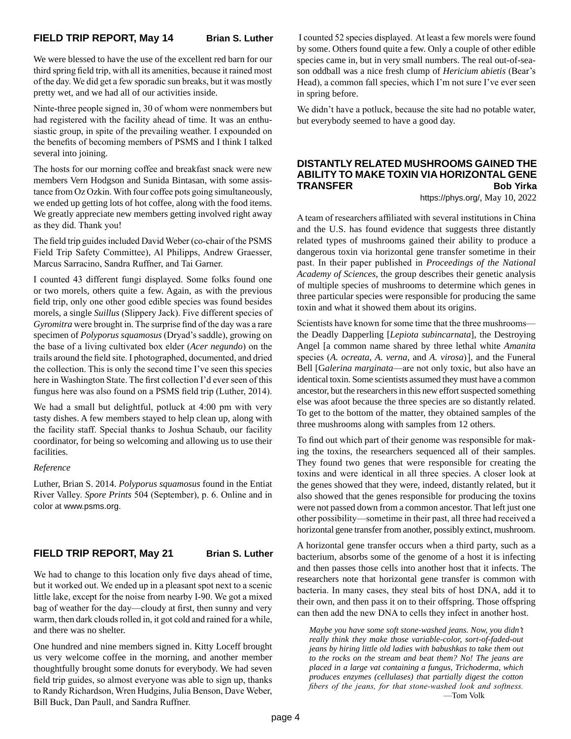## FIELD TRIP REPORT, May 14 — Brian S. Luther

We were blessed to have the use of the excellent red barn for our third spring field trip, with all its amenities, because it rained most of the day. We did get a few sporadic sun breaks, but it was mostly pretty wet, and we had all of our activities inside.

Ninte-three people signed in, 30 of whom were nonmembers but had registered with the facility ahead of time. It was an enthusiastic group, in spite of the prevailing weather. I expounded on the benefits of becoming members of PSMS and I think I talked several into joining.

The hosts for our morning coffee and breakfast snack were new members Vern Hodgson and Sunida Bintasan, with some assistance from Oz Ozkin. With four coffee pots going simultaneously, we ended up getting lots of hot coffee, along with the food items. We greatly appreciate new members getting involved right away as they did. Thank you!

The field trip guides included David Weber (co-chair of the PSMS Field Trip Safety Committee), Al Philipps, Andrew Graesser, Marcus Sarracino, Sandra Ruffner, and Tai Garner.

I counted 43 different fungi displayed. Some folks found one or two morels, others quite a few. Again, as with the previous field trip, only one other good edible species was found besides morels, a single *Suillus* (Slippery Jack). Five different species of *Gyromitra* were brought in. The surprise find of the day was a rare specimen of *Polyporus squamosus* (Dryad's saddle), growing on the base of a living cultivated box elder (*Acer negundo*) on the trails around the field site. I photographed, documented, and dried the collection. This is only the second time I've seen this species here in Washington State. The first collection I'd ever seen of this fungus here was also found on a PSMS field trip (Luther, 2014).

We had a small but delightful, potluck at 4:00 pm with very tasty dishes. A few members stayed to help clean up, along with the facility staff. Special thanks to Joshua Schaub, our facility coordinator, for being so welcoming and allowing us to use their facilities.

*Reference*

Luther, Brian S. 2014. *Polyporus squamosus* found in the Entiat River Valley. *Spore Prints* 504 (September), p. 6. Online and in color at www.psms.org.

## FIELD TRIP REPORT, May 21 — Brian S. Luther

We had to change to this location only five days ahead of time, but it worked out. We ended up in a pleasant spot next to a scenic little lake, except for the noise from nearby I-90. We got a mixed bag of weather for the day—cloudy at first, then sunny and very warm, then dark clouds rolled in, it got cold and rained for a while, and there was no shelter.

One hundred and nine members signed in. Kitty Loceff brought us very welcome coffee in the morning, and another member thoughtfully brought some donuts for everybody. We had seven field trip guides, so almost everyone was able to sign up, thanks to Randy Richardson, Wren Hudgins, Julia Benson, Dave Weber, Bill Buck, Dan Paull, and Sandra Ruffner.

I counted 52 species displayed. At least a few morels were found by some. Others found quite a few. Only a couple of other edible species came in, but in very small numbers. The real out-of-season oddball was a nice fresh clump of *Hericium abietis* (Bear's Head), a common fall species, which I'm not sure I've ever seen in spring before.

We didn't have a potluck, because the site had no potable water, but everybody seemed to have a good day.

## DISTANTLY RELATED MUSHROOMS GAINED THE ABILITY TO MAKE TOXIN VIA HORIZONTAL GENE TRANSFER — Bob Yirka

https://phys.org/, May 10, 2022

A team of researchers affiliated with several institutions in China and the U.S. has found evidence that suggests three distantly related types of mushrooms gained their ability to produce a dangerous toxin via horizontal gene transfer sometime in their past. In their paper published in *Proceedings of the National Academy of Sciences*, the group describes their genetic analysis of multiple species of mushrooms to determine which genes in three particular species were responsible for producing the same toxin and what it showed them about its origins.

Scientists have known for some time that the three mushrooms—the Deadly Dapperling [*Lepiota subincarnata*], the Destroying Angel [a common name shared by three lethal white *Amanita* species (*A. ocreata, A. verna,* and *A. virosa*)], and the Funeral Bell [G*alerina marginata*—are not only toxic, but also have an identical toxin. Some scientists assumed they must have a common ancestor, but the researchers in this new effort suspected something else was afoot because the three species are so distantly related. To get to the bottom of the matter, they obtained samples of the three mushrooms along with samples from 12 others.

To find out which part of their genome was responsible for making the toxins, the researchers sequenced all of their samples. They found two genes that were responsible for creating the toxins and were identical in all three species. A closer look at the genes showed that they were, indeed, distantly related, but it also showed that the genes responsible for producing the toxins were not passed down from a common ancestor. That left just one other possibility—sometime in their past, all three had received a horizontal gene transfer from another, possibly extinct, mushroom.

A horizontal gene transfer occurs when a third party, such as a bacterium, absorbs some of the genome of a host it is infecting and then passes those cells into another host that it infects. The researchers note that horizontal gene transfer is common with bacteria. In many cases, they steal bits of host DNA, add it to their own, and then pass it on to their offspring. Those offspring can then add the new DNA to cells they infect in another host.

> *Maybe you have some soft stone-washed jeans. Now, you didn't really think they make those variable-color, sort-of-faded-out jeans by hiring little old ladies with babushkas to take them out to the rocks on the stream and beat them? No! The jeans are placed in a large vat containing a fungus, Trichoderma, which produces enzymes (cellulases) that partially digest the cotton fibers of the jeans, for that stone-washed look and softness.*
>
> —Tom Volk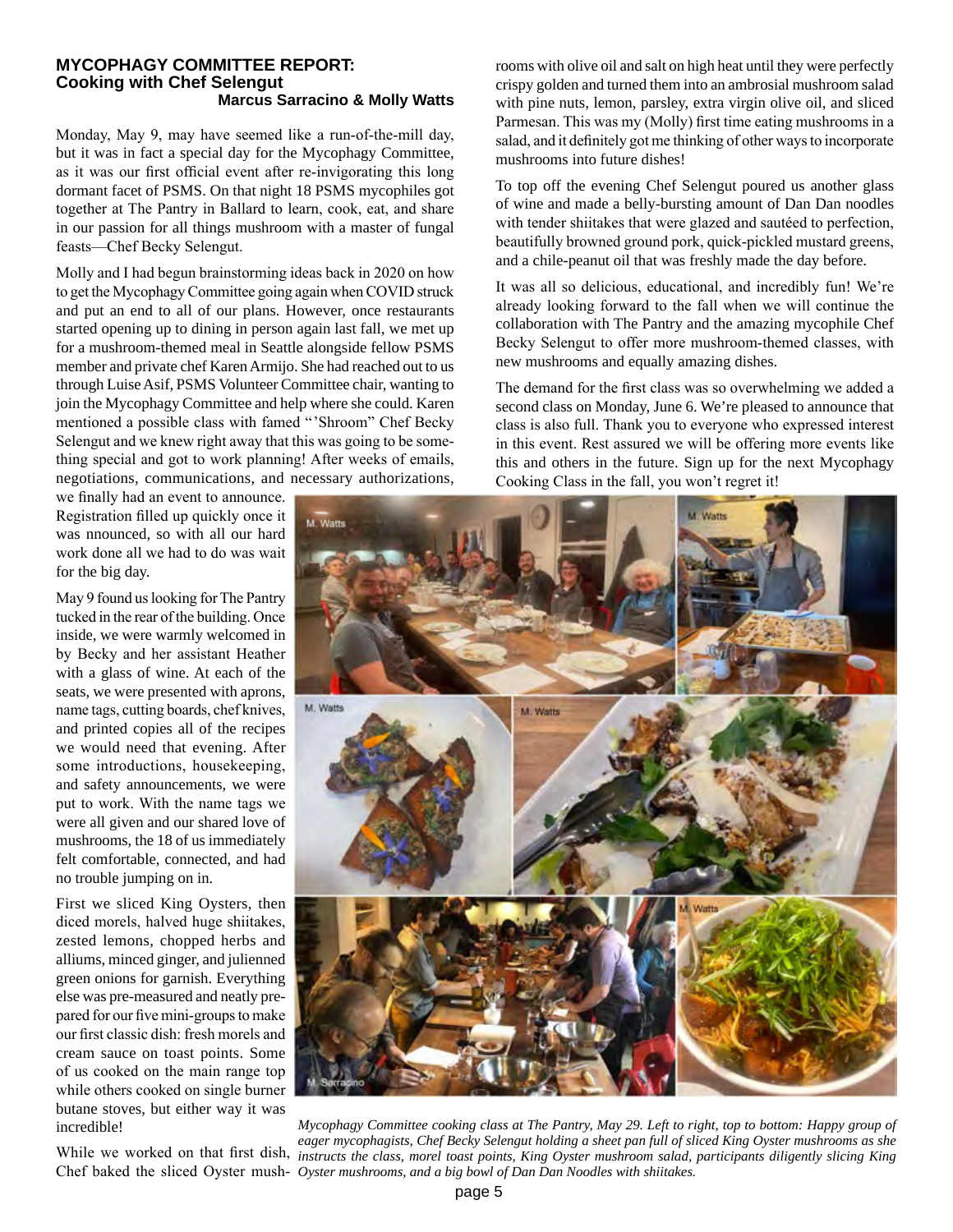## MYCOPHAGY COMMITTEE REPORT: Cooking with Chef Selengut

**Marcus Sarracino & Molly Watts**

Monday, May 9, may have seemed like a run-of-the-mill day, but it was in fact a special day for the Mycophagy Committee, as it was our first official event after re-invigorating this long dormant facet of PSMS. On that night 18 PSMS mycophiles got together at The Pantry in Ballard to learn, cook, eat, and share in our passion for all things mushroom with a master of fungal feasts—Chef Becky Selengut.

Molly and I had begun brainstorming ideas back in 2020 on how to get the Mycophagy Committee going again when COVID struck and put an end to all of our plans. However, once restaurants started opening up to dining in person again last fall, we met up for a mushroom-themed meal in Seattle alongside fellow PSMS member and private chef Karen Armijo. She had reached out to us through Luise Asif, PSMS Volunteer Committee chair, wanting to join the Mycophagy Committee and help where she could. Karen mentioned a possible class with famed "'Shroom" Chef Becky Selengut and we knew right away that this was going to be something special and got to work planning! After weeks of emails, negotiations, communications, and necessary authorizations, we finally had an event to announce. Registration filled up quickly once it was nnounced, so with all our hard work done all we had to do was wait for the big day.

May 9 found us looking for The Pantry tucked in the rear of the building. Once inside, we were warmly welcomed in by Becky and her assistant Heather with a glass of wine. At each of the seats, we were presented with aprons, name tags, cutting boards, chef knives, and printed copies all of the recipes we would need that evening. After some introductions, housekeeping, and safety announcements, we were put to work. With the name tags we were all given and our shared love of mushrooms, the 18 of us immediately felt comfortable, connected, and had no trouble jumping on in.

First we sliced King Oysters, then diced morels, halved huge shiitakes, zested lemons, chopped herbs and alliums, minced ginger, and julienned green onions for garnish. Everything else was pre-measured and neatly prepared for our five mini-groups to make our first classic dish: fresh morels and cream sauce on toast points. Some of us cooked on the main range top while others cooked on single burner butane stoves, but either way it was incredible!

While we worked on that first dish, Chef baked the sliced Oyster mushrooms with olive oil and salt on high heat until they were perfectly crispy golden and turned them into an ambrosial mushroom salad with pine nuts, lemon, parsley, extra virgin olive oil, and sliced Parmesan. This was my (Molly) first time eating mushrooms in a salad, and it definitely got me thinking of other ways to incorporate mushrooms into future dishes!

To top off the evening Chef Selengut poured us another glass of wine and made a belly-bursting amount of Dan Dan noodles with tender shiitakes that were glazed and sautéed to perfection, beautifully browned ground pork, quick-pickled mustard greens, and a chile-peanut oil that was freshly made the day before.

It was all so delicious, educational, and incredibly fun! We're already looking forward to the fall when we will continue the collaboration with The Pantry and the amazing mycophile Chef Becky Selengut to offer more mushroom-themed classes, with new mushrooms and equally amazing dishes.

The demand for the first class was so overwhelming we added a second class on Monday, June 6. We're pleased to announce that class is also full. Thank you to everyone who expressed interest in this event. Rest assured we will be offering more events like this and others in the future. Sign up for the next Mycophagy Cooking Class in the fall, you won't regret it!

*Mycophagy Committee cooking class at The Pantry, May 29. Left to right, top to bottom: Happy group of eager mycophagists, Chef Becky Selengut holding a sheet pan full of sliced King Oyster mushrooms as she instructs the class, morel toast points, King Oyster mushroom salad, participants diligently slicing King Oyster mushrooms, and a big bowl of Dan Dan Noodles with shiitakes.*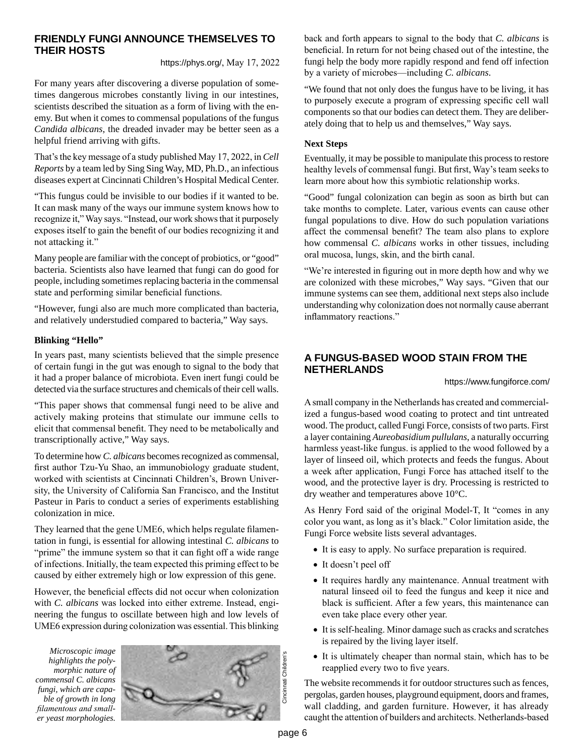## FRIENDLY FUNGI ANNOUNCE THEMSELVES TO THEIR HOSTS

https://phys.org/, May 17, 2022

For many years after discovering a diverse population of sometimes dangerous microbes constantly living in our intestines, scientists described the situation as a form of living with the enemy. But when it comes to commensal populations of the fungus *Candida albicans,* the dreaded invader may be better seen as a helpful friend arriving with gifts.

That's the key message of a study published May 17, 2022, in *Cell Reports* by a team led by Sing Sing Way, MD, Ph.D., an infectious diseases expert at Cincinnati Children's Hospital Medical Center.

"This fungus could be invisible to our bodies if it wanted to be. It can mask many of the ways our immune system knows how to recognize it," Way says. "Instead, our work shows that it purposely exposes itself to gain the benefit of our bodies recognizing it and not attacking it."

Many people are familiar with the concept of probiotics, or "good" bacteria. Scientists also have learned that fungi can do good for people, including sometimes replacing bacteria in the commensal state and performing similar beneficial functions.

"However, fungi also are much more complicated than bacteria, and relatively understudied compared to bacteria," Way says.

### Blinking "Hello"

In years past, many scientists believed that the simple presence of certain fungi in the gut was enough to signal to the body that it had a proper balance of microbiota. Even inert fungi could be detected via the surface structures and chemicals of their cell walls.

"This paper shows that commensal fungi need to be alive and actively making proteins that stimulate our immune cells to elicit that commensal benefit. They need to be metabolically and transcriptionally active," Way says.

To determine how *C. albicans* becomes recognized as commensal, first author Tzu-Yu Shao, an immunobiology graduate student, worked with scientists at Cincinnati Children's, Brown University, the University of California San Francisco, and the Institut Pasteur in Paris to conduct a series of experiments establishing colonization in mice.

They learned that the gene UME6, which helps regulate filamentation in fungi, is essential for allowing intestinal *C. albicans* to "prime" the immune system so that it can fight off a wide range of infections. Initially, the team expected this priming effect to be caused by either extremely high or low expression of this gene.

However, the beneficial effects did not occur when colonization with *C. albicans* was locked into either extreme. Instead, engineering the fungus to oscillate between high and low levels of UME6 expression during colonization was essential. This blinking back and forth appears to signal to the body that *C. albicans* is beneficial. In return for not being chased out of the intestine, the fungi help the body more rapidly respond and fend off infection by a variety of microbes—including *C. albicans*.

*Microscopic image highlights the polymorphic nature of commensal C. albicans fungi, which are capable of growth in long filamentous and smaller yeast morphologies.*

Cincinnati Children's

"We found that not only does the fungus have to be living, it has to purposely execute a program of expressing specific cell wall components so that our bodies can detect them. They are deliberately doing that to help us and themselves," Way says.

### Next Steps

Eventually, it may be possible to manipulate this process to restore healthy levels of commensal fungi. But first, Way's team seeks to learn more about how this symbiotic relationship works.

"Good" fungal colonization can begin as soon as birth but can take months to complete. Later, various events can cause other fungal populations to dive. How do such population variations affect the commensal benefit? The team also plans to explore how commensal *C. albicans* works in other tissues, including oral mucosa, lungs, skin, and the birth canal.

"We're interested in figuring out in more depth how and why we are colonized with these microbes," Way says. "Given that our immune systems can see them, additional next steps also include understanding why colonization does not normally cause aberrant inflammatory reactions."

## A FUNGUS-BASED WOOD STAIN FROM THE NETHERLANDS

https://www.fungiforce.com/

A small company in the Netherlands has created and commercialized a fungus-based wood coating to protect and tint untreated wood. The product, called Fungi Force, consists of two parts. First a layer containing *Aureobasidium pullulans*, a naturally occurring harmless yeast-like fungus. is applied to the wood followed by a layer of linseed oil, which protects and feeds the fungus. About a week after application, Fungi Force has attached itself to the wood, and the protective layer is dry. Processing is restricted to dry weather and temperatures above 10°C.

As Henry Ford said of the original Model-T, It "comes in any color you want, as long as it's black." Color limitation aside, the Fungi Force website lists several advantages.

- It is easy to apply. No surface preparation is required.
- It doesn't peel off
- It requires hardly any maintenance. Annual treatment with natural linseed oil to feed the fungus and keep it nice and black is sufficient. After a few years, this maintenance can even take place every other year.
- It is self-healing. Minor damage such as cracks and scratches is repaired by the living layer itself.
- It is ultimately cheaper than normal stain, which has to be reapplied every two to five years.

The website recommends it for outdoor structures such as fences, pergolas, garden houses, playground equipment, doors and frames, wall cladding, and garden furniture. However, it has already caught the attention of builders and architects. Netherlands-based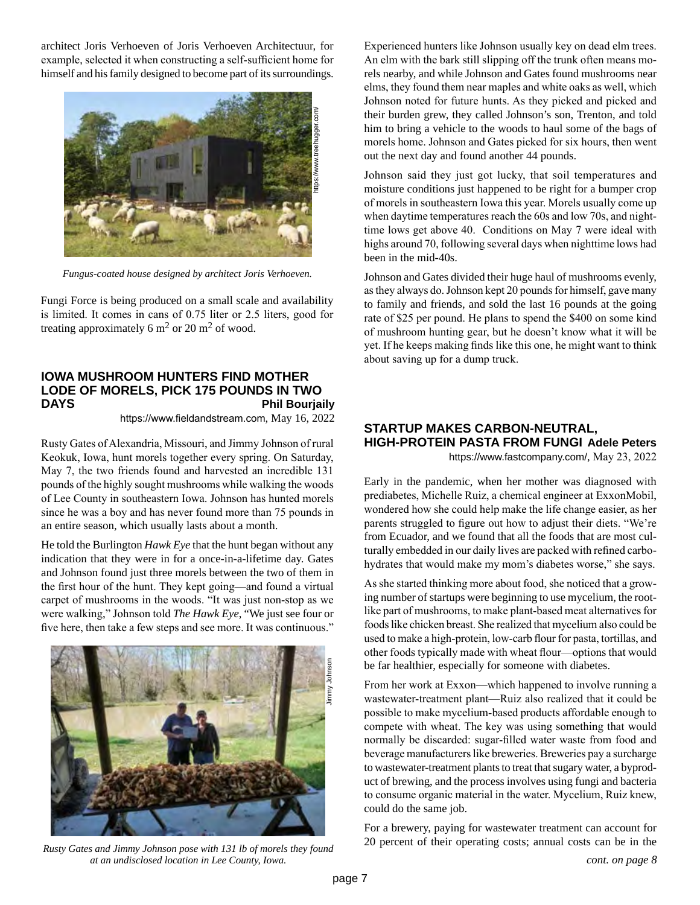architect Joris Verhoeven of Joris Verhoeven Architectuur, for example, selected it when constructing a self-sufficient home for himself and his family designed to become part of its surroundings.

*Fungus-coated house designed by architect Joris Verhoeven.*

Fungi Force is being produced on a small scale and availability is limited. It comes in cans of 0.75 liter or 2.5 liters, good for treating approximately 6 $m^2$ or 20 $m^2$ of wood.

## IOWA MUSHROOM HUNTERS FIND MOTHER LODE OF MORELS, PICK 175 POUNDS IN TWO DAYS

**Phil Bourjaily**

https://www.fieldandstream.com, May 16, 2022

Rusty Gates of Alexandria, Missouri, and Jimmy Johnson of rural Keokuk, Iowa, hunt morels together every spring. On Saturday, May 7, the two friends found and harvested an incredible 131 pounds of the highly sought mushrooms while walking the woods of Lee County in southeastern Iowa. Johnson has hunted morels since he was a boy and has never found more than 75 pounds in an entire season, which usually lasts about a month.

He told the Burlington *Hawk Eye* that the hunt began without any indication that they were in for a once-in-a-lifetime day. Gates and Johnson found just three morels between the two of them in the first hour of the hunt. They kept going—and found a virtual carpet of mushrooms in the woods. "It was just non-stop as we were walking," Johnson told *The Hawk Eye*, "We just see four or five here, then take a few steps and see more. It was continuous."

*Rusty Gates and Jimmy Johnson pose with 131 lb of morels they found at an undisclosed location in Lee County, Iowa.*

Experienced hunters like Johnson usually key on dead elm trees. An elm with the bark still slipping off the trunk often means morels nearby, and while Johnson and Gates found mushrooms near elms, they found them near maples and white oaks as well, which Johnson noted for future hunts. As they picked and picked and their burden grew, they called Johnson's son, Trenton, and told him to bring a vehicle to the woods to haul some of the bags of morels home. Johnson and Gates picked for six hours, then went out the next day and found another 44 pounds.

Johnson said they just got lucky, that soil temperatures and moisture conditions just happened to be right for a bumper crop of morels in southeastern Iowa this year. Morels usually come up when daytime temperatures reach the 60s and low 70s, and nighttime lows get above 40. Conditions on May 7 were ideal with highs around 70, following several days when nighttime lows had been in the mid-40s.

Johnson and Gates divided their huge haul of mushrooms evenly, as they always do. Johnson kept 20 pounds for himself, gave many to family and friends, and sold the last 16 pounds at the going rate of $25 per pound. He plans to spend the $400 on some kind of mushroom hunting gear, but he doesn't know what it will be yet. If he keeps making finds like this one, he might want to think about saving up for a dump truck.

## STARTUP MAKES CARBON-NEUTRAL, HIGH-PROTEIN PASTA FROM FUNGI

**Adele Peters**

https://www.fastcompany.com/, May 23, 2022

Early in the pandemic, when her mother was diagnosed with prediabetes, Michelle Ruiz, a chemical engineer at ExxonMobil, wondered how she could help make the life change easier, as her parents struggled to figure out how to adjust their diets. "We're from Ecuador, and we found that all the foods that are most culturally embedded in our daily lives are packed with refined carbohydrates that would make my mom's diabetes worse," she says.

As she started thinking more about food, she noticed that a growing number of startups were beginning to use mycelium, the root-like part of mushrooms, to make plant-based meat alternatives for foods like chicken breast. She realized that mycelium also could be used to make a high-protein, low-carb flour for pasta, tortillas, and other foods typically made with wheat flour—options that would be far healthier, especially for someone with diabetes.

From her work at Exxon—which happened to involve running a wastewater-treatment plant—Ruiz also realized that it could be possible to make mycelium-based products affordable enough to compete with wheat. The key was using something that would normally be discarded: sugar-filled water waste from food and beverage manufacturers like breweries. Breweries pay a surcharge to wastewater-treatment plants to treat that sugary water, a byproduct of brewing, and the process involves using fungi and bacteria to consume organic material in the water. Mycelium, Ruiz knew, could do the same job.

For a brewery, paying for wastewater treatment can account for 20 percent of their operating costs; annual costs can be in the

*cont. on page 8*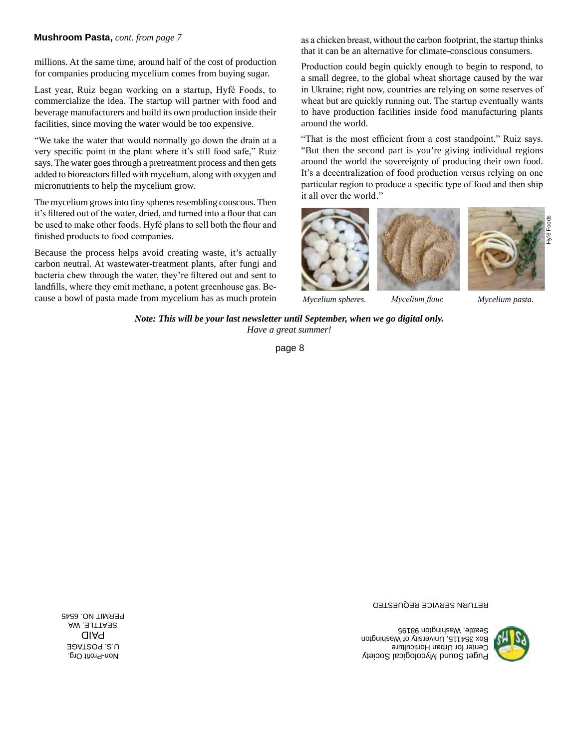**Mushroom Pasta,** *cont. from page 7*

millions. At the same time, around half of the cost of production for companies producing mycelium comes from buying sugar.

Last year, Ruiz began working on a startup, Hyfé Foods, to commercialize the idea. The startup will partner with food and beverage manufacturers and build its own production inside their facilities, since moving the water would be too expensive.

"We take the water that would normally go down the drain at a very specific point in the plant where it's still food safe," Ruiz says. The water goes through a pretreatment process and then gets added to bioreactors filled with mycelium, along with oxygen and micronutrients to help the mycelium grow.

The mycelium grows into tiny spheres resembling couscous. Then it's filtered out of the water, dried, and turned into a flour that can be used to make other foods. Hyfé plans to sell both the flour and finished products to food companies.

Because the process helps avoid creating waste, it's actually carbon neutral. At wastewater-treatment plants, after fungi and bacteria chew through the water, they're filtered out and sent to landfills, where they emit methane, a potent greenhouse gas. Because a bowl of pasta made from mycelium has as much protein as a chicken breast, without the carbon footprint, the startup thinks that it can be an alternative for climate-conscious consumers.

Production could begin quickly enough to begin to respond, to a small degree, to the global wheat shortage caused by the war in Ukraine; right now, countries are relying on some reserves of wheat but are quickly running out. The startup eventually wants to have production facilities inside food manufacturing plants around the world.

"That is the most efficient from a cost standpoint," Ruiz says. "But then the second part is you're giving individual regions around the world the sovereignty of producing their own food. It's a decentralization of food production versus relying on one particular region to produce a specific type of food and then ship it all over the world."

*Mycelium spheres.* *Mycelium flour.* *Mycelium pasta.*

Hyfé Foods

***Note: This will be your last newsletter until September, when we go digital only.***
*Have a great summer!*

Puget Sound Mycological Society
Center for Urban Horticulture
Box 354115, University of Washington
Seattle, Washington 98195

RETURN SERVICE REQUESTED

Non-Profit Org.
U.S. POSTAGE
PAID
SEATTLE, WA
PERMIT NO. 6545